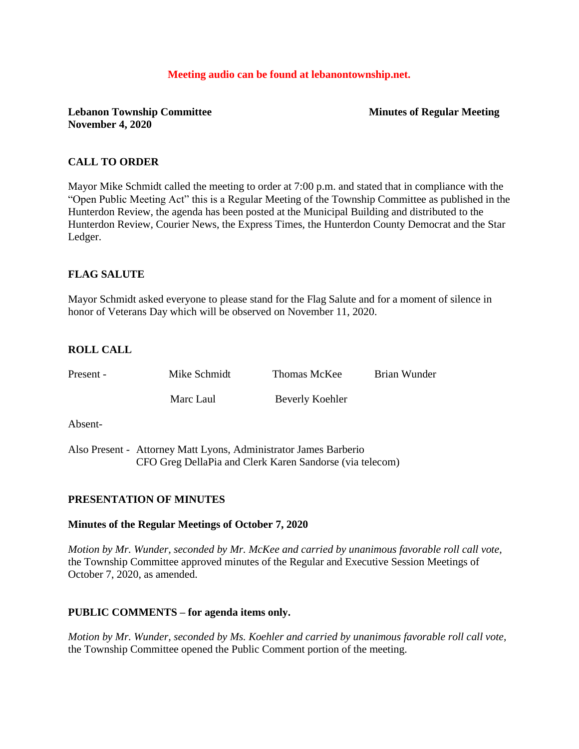**Meeting audio can be found at lebanontownship.net.**

**Lebanon Township Committee** **Minutes of Regular Meeting**
**November 4, 2020**

## CALL TO ORDER

Mayor Mike Schmidt called the meeting to order at 7:00 p.m. and stated that in compliance with the "Open Public Meeting Act" this is a Regular Meeting of the Township Committee as published in the Hunterdon Review, the agenda has been posted at the Municipal Building and distributed to the Hunterdon Review, Courier News, the Express Times, the Hunterdon County Democrat and the Star Ledger.

## FLAG SALUTE

Mayor Schmidt asked everyone to please stand for the Flag Salute and for a moment of silence in honor of Veterans Day which will be observed on November 11, 2020.

## ROLL CALL

Present - Mike Schmidt Thomas McKee Brian Wunder
Marc Laul Beverly Koehler

Absent-

Also Present - Attorney Matt Lyons, Administrator James Barberio
CFO Greg DellaPia and Clerk Karen Sandorse (via telecom)

## PRESENTATION OF MINUTES

**Minutes of the Regular Meetings of October 7, 2020**

*Motion by Mr. Wunder, seconded by Mr. McKee and carried by unanimous favorable roll call vote,* the Township Committee approved minutes of the Regular and Executive Session Meetings of October 7, 2020, as amended.

## PUBLIC COMMENTS – for agenda items only.

*Motion by Mr. Wunder, seconded by Ms. Koehler and carried by unanimous favorable roll call vote,* the Township Committee opened the Public Comment portion of the meeting.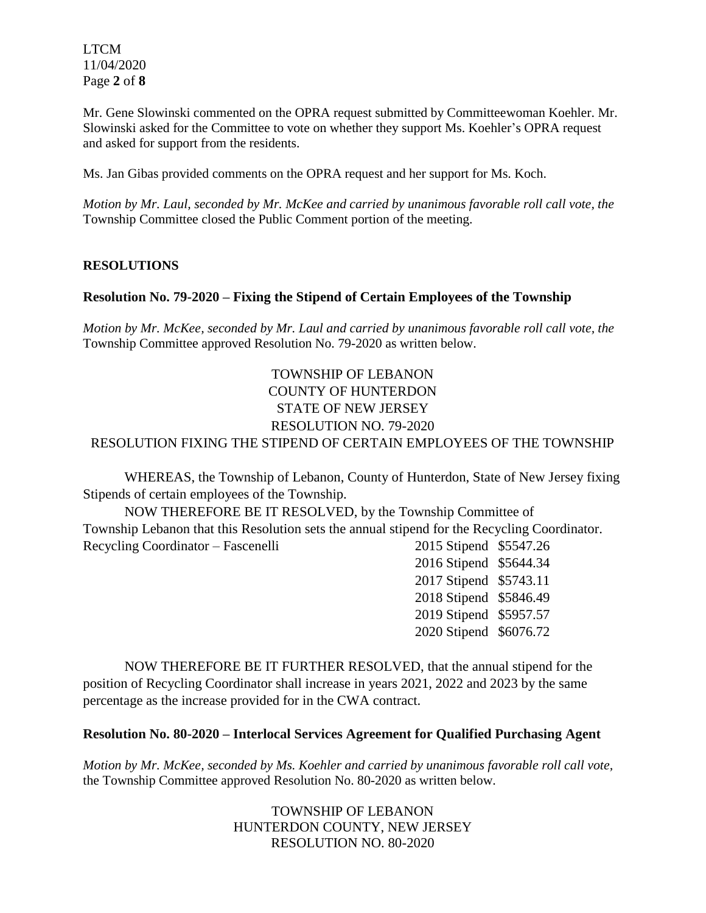Mr. Gene Slowinski commented on the OPRA request submitted by Committeewoman Koehler. Mr. Slowinski asked for the Committee to vote on whether they support Ms. Koehler's OPRA request and asked for support from the residents.

Ms. Jan Gibas provided comments on the OPRA request and her support for Ms. Koch.

*Motion by Mr. Laul, seconded by Mr. McKee and carried by unanimous favorable roll call vote, the* Township Committee closed the Public Comment portion of the meeting.

## RESOLUTIONS

### Resolution No. 79-2020 – Fixing the Stipend of Certain Employees of the Township

*Motion by Mr. McKee, seconded by Mr. Laul and carried by unanimous favorable roll call vote, the* Township Committee approved Resolution No. 79-2020 as written below.

TOWNSHIP OF LEBANON
COUNTY OF HUNTERDON
STATE OF NEW JERSEY
RESOLUTION NO. 79-2020
RESOLUTION FIXING THE STIPEND OF CERTAIN EMPLOYEES OF THE TOWNSHIP

WHEREAS, the Township of Lebanon, County of Hunterdon, State of New Jersey fixing Stipends of certain employees of the Township.

NOW THEREFORE BE IT RESOLVED, by the Township Committee of Township Lebanon that this Resolution sets the annual stipend for the Recycling Coordinator.

| | | |
|---|---|---|
| Recycling Coordinator – Fascenelli | 2015 Stipend | \$5547.26 |
| | 2016 Stipend | \$5644.34 |
| | 2017 Stipend | \$5743.11 |
| | 2018 Stipend | \$5846.49 |
| | 2019 Stipend | \$5957.57 |
| | 2020 Stipend | \$6076.72 |

NOW THEREFORE BE IT FURTHER RESOLVED, that the annual stipend for the position of Recycling Coordinator shall increase in years 2021, 2022 and 2023 by the same percentage as the increase provided for in the CWA contract.

### Resolution No. 80-2020 – Interlocal Services Agreement for Qualified Purchasing Agent

*Motion by Mr. McKee, seconded by Ms. Koehler and carried by unanimous favorable roll call vote,* the Township Committee approved Resolution No. 80-2020 as written below.

TOWNSHIP OF LEBANON
HUNTERDON COUNTY, NEW JERSEY
RESOLUTION NO. 80-2020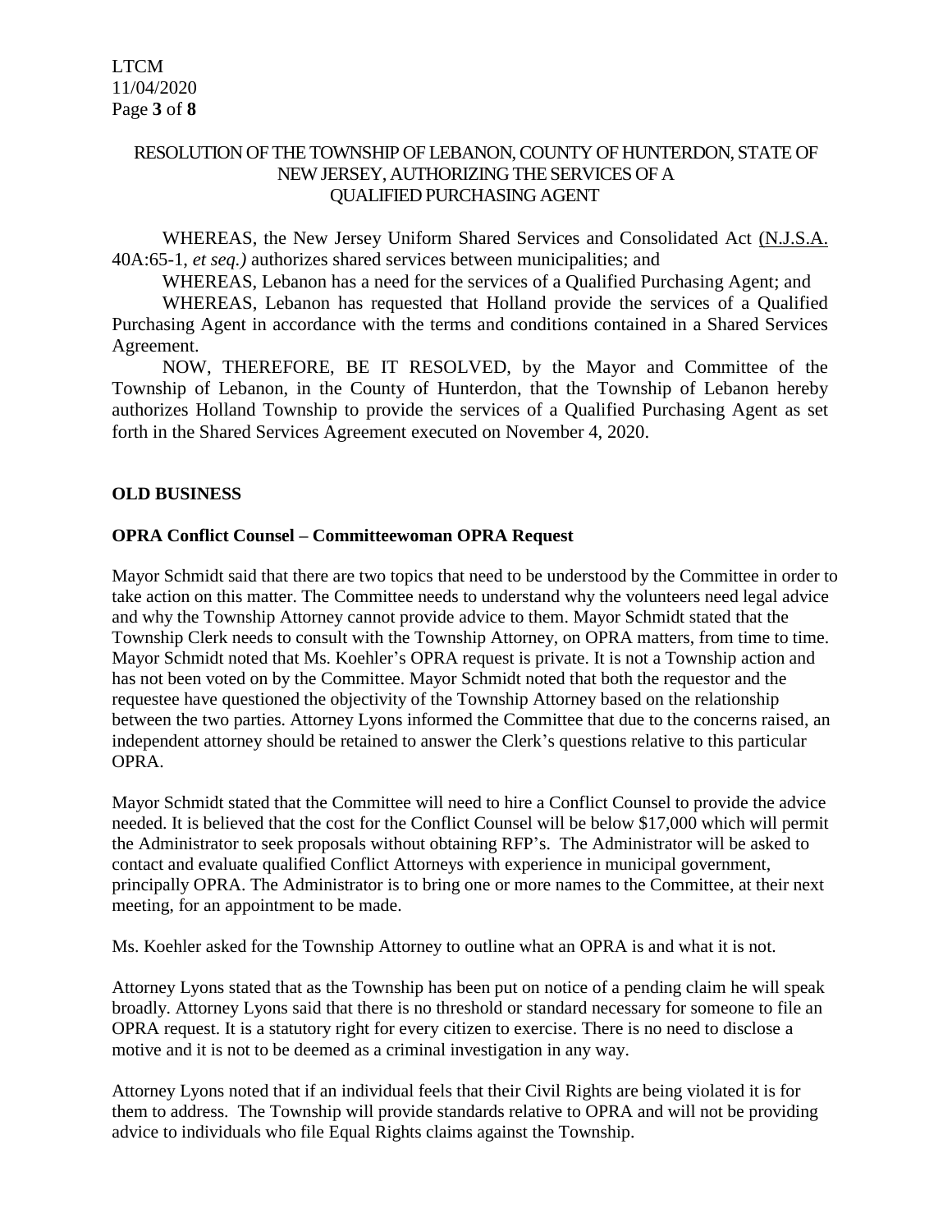RESOLUTION OF THE TOWNSHIP OF LEBANON, COUNTY OF HUNTERDON, STATE OF NEW JERSEY, AUTHORIZING THE SERVICES OF A QUALIFIED PURCHASING AGENT

WHEREAS, the New Jersey Uniform Shared Services and Consolidated Act (N.J.S.A. 40A:65-1, *et seq.)* authorizes shared services between municipalities; and

WHEREAS, Lebanon has a need for the services of a Qualified Purchasing Agent; and

WHEREAS, Lebanon has requested that Holland provide the services of a Qualified Purchasing Agent in accordance with the terms and conditions contained in a Shared Services Agreement.

NOW, THEREFORE, BE IT RESOLVED, by the Mayor and Committee of the Township of Lebanon, in the County of Hunterdon, that the Township of Lebanon hereby authorizes Holland Township to provide the services of a Qualified Purchasing Agent as set forth in the Shared Services Agreement executed on November 4, 2020.

**OLD BUSINESS**

**OPRA Conflict Counsel – Committeewoman OPRA Request**

Mayor Schmidt said that there are two topics that need to be understood by the Committee in order to take action on this matter. The Committee needs to understand why the volunteers need legal advice and why the Township Attorney cannot provide advice to them. Mayor Schmidt stated that the Township Clerk needs to consult with the Township Attorney, on OPRA matters, from time to time. Mayor Schmidt noted that Ms. Koehler's OPRA request is private. It is not a Township action and has not been voted on by the Committee. Mayor Schmidt noted that both the requestor and the requestee have questioned the objectivity of the Township Attorney based on the relationship between the two parties. Attorney Lyons informed the Committee that due to the concerns raised, an independent attorney should be retained to answer the Clerk's questions relative to this particular OPRA.

Mayor Schmidt stated that the Committee will need to hire a Conflict Counsel to provide the advice needed. It is believed that the cost for the Conflict Counsel will be below $17,000 which will permit the Administrator to seek proposals without obtaining RFP's. The Administrator will be asked to contact and evaluate qualified Conflict Attorneys with experience in municipal government, principally OPRA. The Administrator is to bring one or more names to the Committee, at their next meeting, for an appointment to be made.

Ms. Koehler asked for the Township Attorney to outline what an OPRA is and what it is not.

Attorney Lyons stated that as the Township has been put on notice of a pending claim he will speak broadly. Attorney Lyons said that there is no threshold or standard necessary for someone to file an OPRA request. It is a statutory right for every citizen to exercise. There is no need to disclose a motive and it is not to be deemed as a criminal investigation in any way.

Attorney Lyons noted that if an individual feels that their Civil Rights are being violated it is for them to address. The Township will provide standards relative to OPRA and will not be providing advice to individuals who file Equal Rights claims against the Township.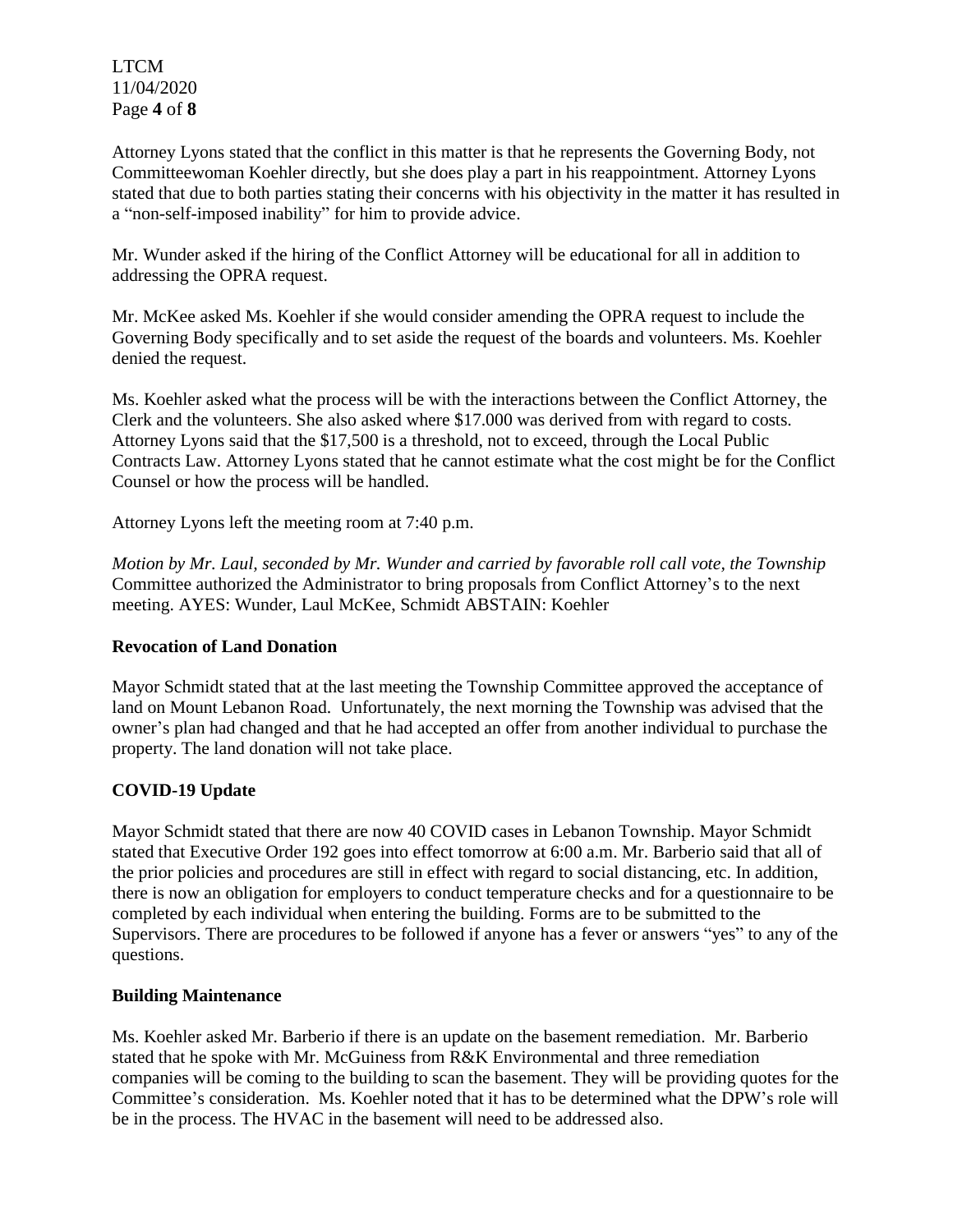Attorney Lyons stated that the conflict in this matter is that he represents the Governing Body, not Committeewoman Koehler directly, but she does play a part in his reappointment. Attorney Lyons stated that due to both parties stating their concerns with his objectivity in the matter it has resulted in a "non-self-imposed inability" for him to provide advice.

Mr. Wunder asked if the hiring of the Conflict Attorney will be educational for all in addition to addressing the OPRA request.

Mr. McKee asked Ms. Koehler if she would consider amending the OPRA request to include the Governing Body specifically and to set aside the request of the boards and volunteers. Ms. Koehler denied the request.

Ms. Koehler asked what the process will be with the interactions between the Conflict Attorney, the Clerk and the volunteers. She also asked where $17.000 was derived from with regard to costs. Attorney Lyons said that the $17,500 is a threshold, not to exceed, through the Local Public Contracts Law. Attorney Lyons stated that he cannot estimate what the cost might be for the Conflict Counsel or how the process will be handled.

Attorney Lyons left the meeting room at 7:40 p.m.

*Motion by Mr. Laul, seconded by Mr. Wunder and carried by favorable roll call vote, the Township* Committee authorized the Administrator to bring proposals from Conflict Attorney's to the next meeting. AYES: Wunder, Laul McKee, Schmidt ABSTAIN: Koehler

**Revocation of Land Donation**

Mayor Schmidt stated that at the last meeting the Township Committee approved the acceptance of land on Mount Lebanon Road. Unfortunately, the next morning the Township was advised that the owner's plan had changed and that he had accepted an offer from another individual to purchase the property. The land donation will not take place.

**COVID-19 Update**

Mayor Schmidt stated that there are now 40 COVID cases in Lebanon Township. Mayor Schmidt stated that Executive Order 192 goes into effect tomorrow at 6:00 a.m. Mr. Barberio said that all of the prior policies and procedures are still in effect with regard to social distancing, etc. In addition, there is now an obligation for employers to conduct temperature checks and for a questionnaire to be completed by each individual when entering the building. Forms are to be submitted to the Supervisors. There are procedures to be followed if anyone has a fever or answers "yes" to any of the questions.

**Building Maintenance**

Ms. Koehler asked Mr. Barberio if there is an update on the basement remediation. Mr. Barberio stated that he spoke with Mr. McGuiness from R&K Environmental and three remediation companies will be coming to the building to scan the basement. They will be providing quotes for the Committee's consideration. Ms. Koehler noted that it has to be determined what the DPW's role will be in the process. The HVAC in the basement will need to be addressed also.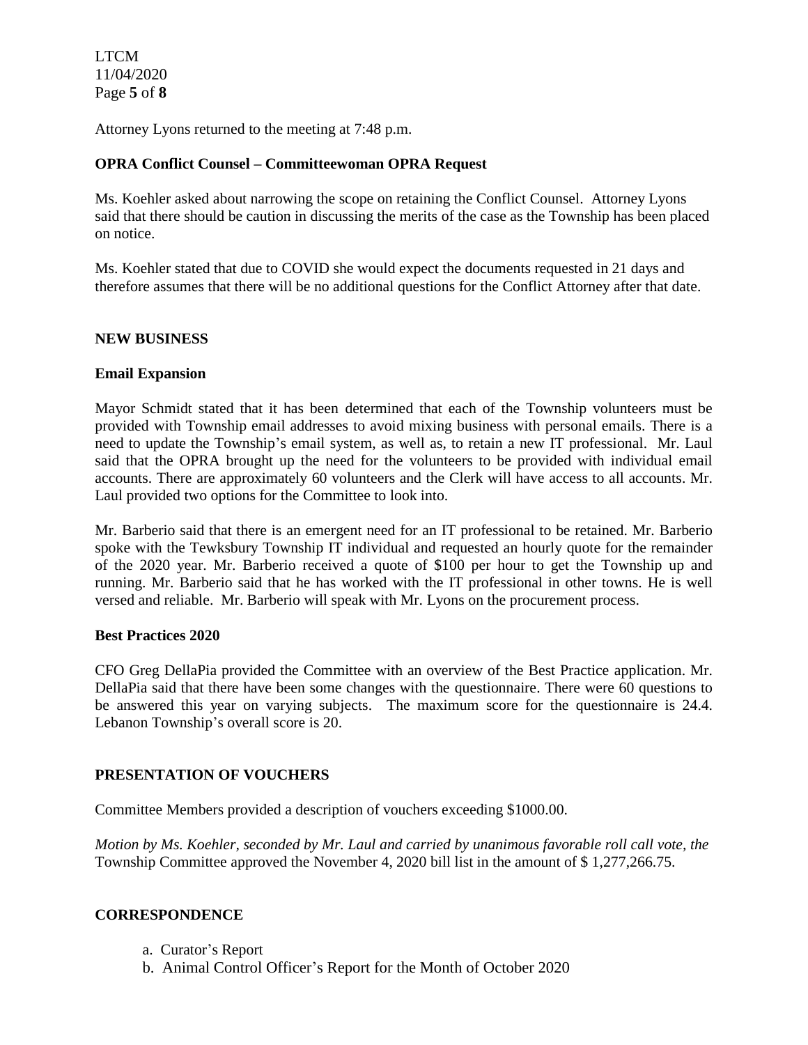Attorney Lyons returned to the meeting at 7:48 p.m.

**OPRA Conflict Counsel – Committeewoman OPRA Request**

Ms. Koehler asked about narrowing the scope on retaining the Conflict Counsel. Attorney Lyons said that there should be caution in discussing the merits of the case as the Township has been placed on notice.

Ms. Koehler stated that due to COVID she would expect the documents requested in 21 days and therefore assumes that there will be no additional questions for the Conflict Attorney after that date.

## NEW BUSINESS

**Email Expansion**

Mayor Schmidt stated that it has been determined that each of the Township volunteers must be provided with Township email addresses to avoid mixing business with personal emails. There is a need to update the Township's email system, as well as, to retain a new IT professional. Mr. Laul said that the OPRA brought up the need for the volunteers to be provided with individual email accounts. There are approximately 60 volunteers and the Clerk will have access to all accounts. Mr. Laul provided two options for the Committee to look into.

Mr. Barberio said that there is an emergent need for an IT professional to be retained. Mr. Barberio spoke with the Tewksbury Township IT individual and requested an hourly quote for the remainder of the 2020 year. Mr. Barberio received a quote of $100 per hour to get the Township up and running. Mr. Barberio said that he has worked with the IT professional in other towns. He is well versed and reliable. Mr. Barberio will speak with Mr. Lyons on the procurement process.

**Best Practices 2020**

CFO Greg DellaPia provided the Committee with an overview of the Best Practice application. Mr. DellaPia said that there have been some changes with the questionnaire. There were 60 questions to be answered this year on varying subjects. The maximum score for the questionnaire is 24.4. Lebanon Township's overall score is 20.

## PRESENTATION OF VOUCHERS

Committee Members provided a description of vouchers exceeding $1000.00.

*Motion by Ms. Koehler, seconded by Mr. Laul and carried by unanimous favorable roll call vote, the* Township Committee approved the November 4, 2020 bill list in the amount of $ 1,277,266.75.

## CORRESPONDENCE

a. Curator's Report
b. Animal Control Officer's Report for the Month of October 2020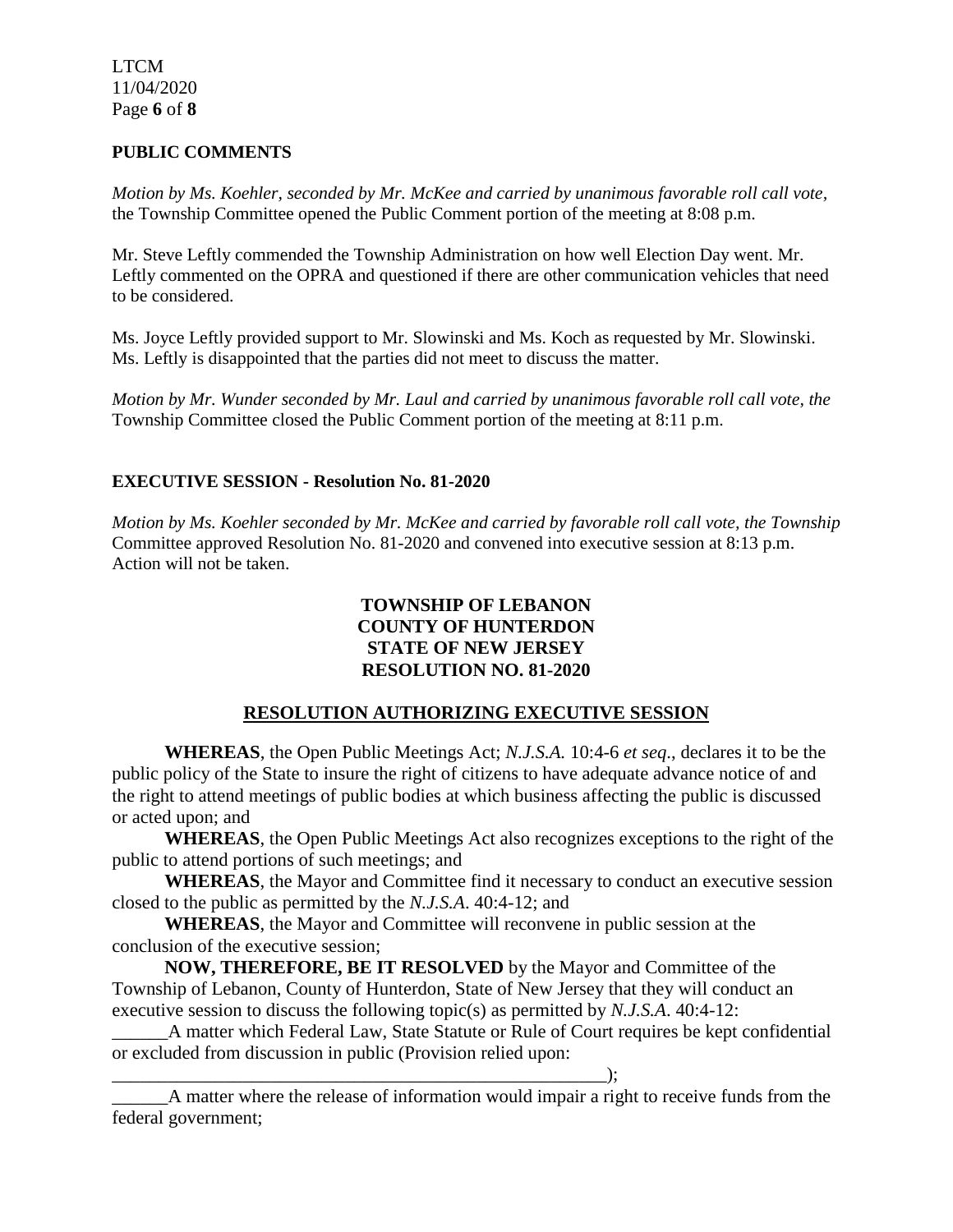**PUBLIC COMMENTS**

*Motion by Ms. Koehler, seconded by Mr. McKee and carried by unanimous favorable roll call vote,* the Township Committee opened the Public Comment portion of the meeting at 8:08 p.m.

Mr. Steve Leftly commended the Township Administration on how well Election Day went. Mr. Leftly commented on the OPRA and questioned if there are other communication vehicles that need to be considered.

Ms. Joyce Leftly provided support to Mr. Slowinski and Ms. Koch as requested by Mr. Slowinski. Ms. Leftly is disappointed that the parties did not meet to discuss the matter.

*Motion by Mr. Wunder seconded by Mr. Laul and carried by unanimous favorable roll call vote, the* Township Committee closed the Public Comment portion of the meeting at 8:11 p.m.

**EXECUTIVE SESSION - Resolution No. 81-2020**

*Motion by Ms. Koehler seconded by Mr. McKee and carried by favorable roll call vote, the Township* Committee approved Resolution No. 81-2020 and convened into executive session at 8:13 p.m. Action will not be taken.

**TOWNSHIP OF LEBANON**
**COUNTY OF HUNTERDON**
**STATE OF NEW JERSEY**
**RESOLUTION NO. 81-2020**

**RESOLUTION AUTHORIZING EXECUTIVE SESSION**

**WHEREAS**, the Open Public Meetings Act; *N.J.S.A.* 10:4-6 *et seq*., declares it to be the public policy of the State to insure the right of citizens to have adequate advance notice of and the right to attend meetings of public bodies at which business affecting the public is discussed or acted upon; and

**WHEREAS**, the Open Public Meetings Act also recognizes exceptions to the right of the public to attend portions of such meetings; and

**WHEREAS**, the Mayor and Committee find it necessary to conduct an executive session closed to the public as permitted by the *N.J.S.A*. 40:4-12; and

**WHEREAS**, the Mayor and Committee will reconvene in public session at the conclusion of the executive session;

**NOW, THEREFORE, BE IT RESOLVED** by the Mayor and Committee of the Township of Lebanon, County of Hunterdon, State of New Jersey that they will conduct an executive session to discuss the following topic(s) as permitted by *N.J.S.A*. 40:4-12:

______A matter which Federal Law, State Statute or Rule of Court requires be kept confidential or excluded from discussion in public (Provision relied upon: ________________________________________________________);

______A matter where the release of information would impair a right to receive funds from the federal government;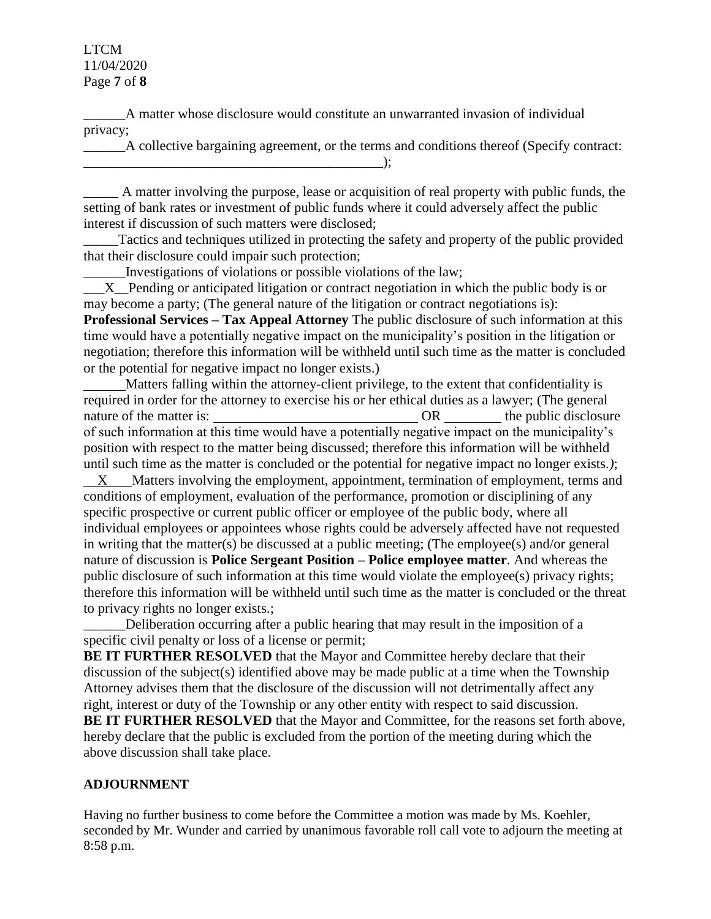______A matter whose disclosure would constitute an unwarranted invasion of individual privacy;

______A collective bargaining agreement, or the terms and conditions thereof (Specify contract: _____________________________________________);

_____ A matter involving the purpose, lease or acquisition of real property with public funds, the setting of bank rates or investment of public funds where it could adversely affect the public interest if discussion of such matters were disclosed;

_____Tactics and techniques utilized in protecting the safety and property of the public provided that their disclosure could impair such protection;

______Investigations of violations or possible violations of the law;

___X__Pending or anticipated litigation or contract negotiation in which the public body is or may become a party; (The general nature of the litigation or contract negotiations is): **Professional Services – Tax Appeal Attorney** The public disclosure of such information at this time would have a potentially negative impact on the municipality's position in the litigation or negotiation; therefore this information will be withheld until such time as the matter is concluded or the potential for negative impact no longer exists.)

______Matters falling within the attorney-client privilege, to the extent that confidentiality is required in order for the attorney to exercise his or her ethical duties as a lawyer; (The general nature of the matter is: ______________________________ OR ________ the public disclosure of such information at this time would have a potentially negative impact on the municipality's position with respect to the matter being discussed; therefore this information will be withheld until such time as the matter is concluded or the potential for negative impact no longer exists.*)*;

__X___Matters involving the employment, appointment, termination of employment, terms and conditions of employment, evaluation of the performance, promotion or disciplining of any specific prospective or current public officer or employee of the public body, where all individual employees or appointees whose rights could be adversely affected have not requested in writing that the matter(s) be discussed at a public meeting; (The employee(s) and/or general nature of discussion is **Police Sergeant Position – Police employee matter**. And whereas the public disclosure of such information at this time would violate the employee(s) privacy rights; therefore this information will be withheld until such time as the matter is concluded or the threat to privacy rights no longer exists.;

______Deliberation occurring after a public hearing that may result in the imposition of a specific civil penalty or loss of a license or permit;

**BE IT FURTHER RESOLVED** that the Mayor and Committee hereby declare that their discussion of the subject(s) identified above may be made public at a time when the Township Attorney advises them that the disclosure of the discussion will not detrimentally affect any right, interest or duty of the Township or any other entity with respect to said discussion.

**BE IT FURTHER RESOLVED** that the Mayor and Committee, for the reasons set forth above, hereby declare that the public is excluded from the portion of the meeting during which the above discussion shall take place.

## ADJOURNMENT

Having no further business to come before the Committee a motion was made by Ms. Koehler, seconded by Mr. Wunder and carried by unanimous favorable roll call vote to adjourn the meeting at 8:58 p.m.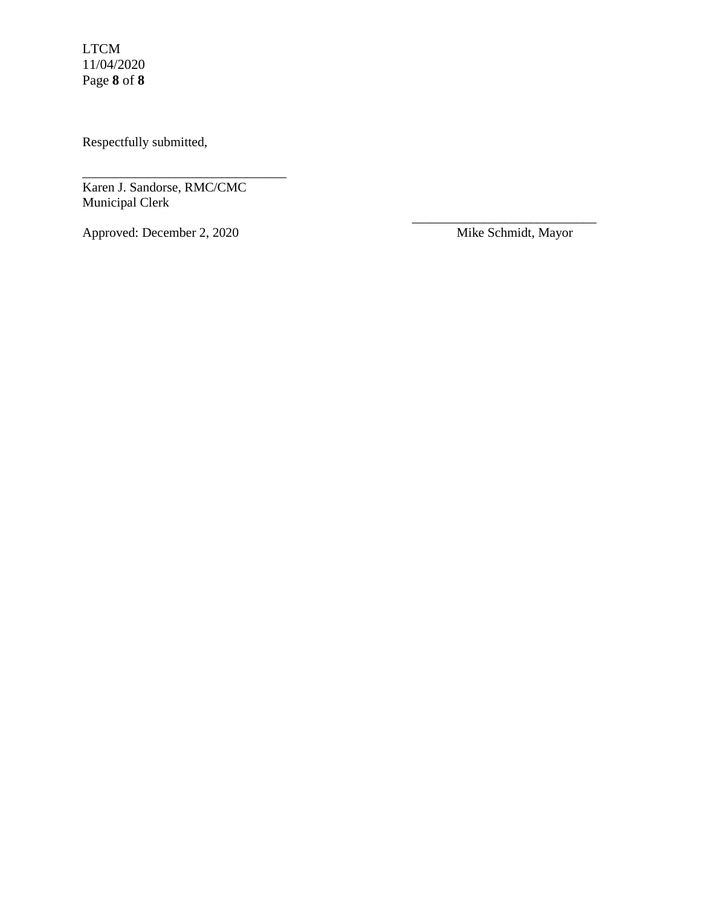Respectfully submitted,

\_\_\_\_\_\_\_\_\_\_\_\_\_\_\_\_\_\_\_\_\_\_\_\_\_\_\_\_\_\_\_
Karen J. Sandorse, RMC/CMC
Municipal Clerk

\_\_\_\_\_\_\_\_\_\_\_\_\_\_\_\_\_\_\_\_\_\_\_\_\_\_\_\_\_\_\_

Approved: December 2, 2020

Mike Schmidt, Mayor